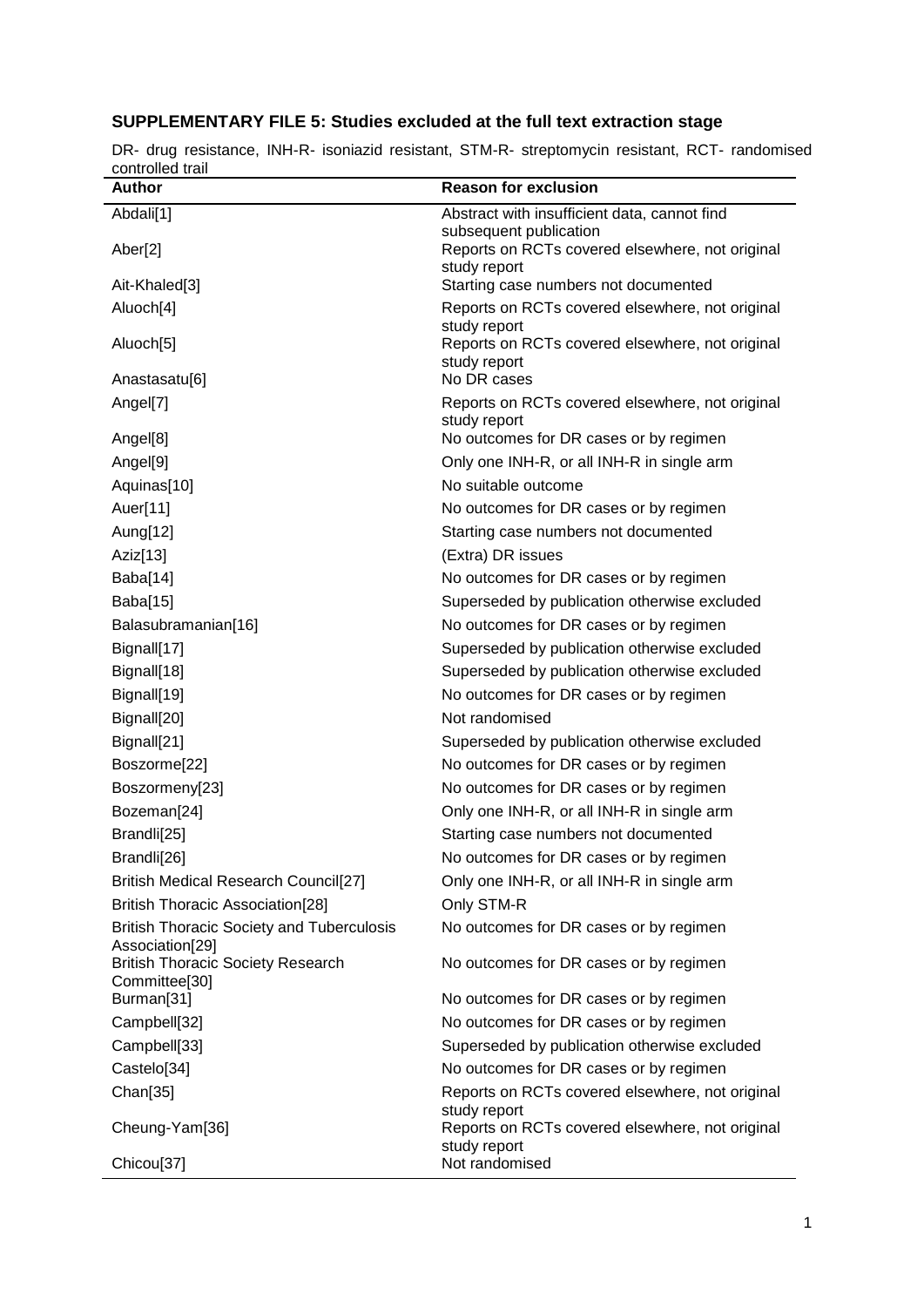## SUPPLEMENTARY FILE 5: Studies excluded at the full text extraction stage

DR- drug resistance, INH-R- isoniazid resistant, STM-R- streptomycin resistant, RCT- randomised controlled trail

| Author | Reason for exclusion |
|---|---|
| Abdali[1] | Abstract with insufficient data, cannot find subsequent publication |
| Aber[2] | Reports on RCTs covered elsewhere, not original study report |
| Ait-Khaled[3] | Starting case numbers not documented |
| Aluoch[4] | Reports on RCTs covered elsewhere, not original study report |
| Aluoch[5] | Reports on RCTs covered elsewhere, not original study report |
| Anastasatu[6] | No DR cases |
| Angel[7] | Reports on RCTs covered elsewhere, not original study report |
| Angel[8] | No outcomes for DR cases or by regimen |
| Angel[9] | Only one INH-R, or all INH-R in single arm |
| Aquinas[10] | No suitable outcome |
| Auer[11] | No outcomes for DR cases or by regimen |
| Aung[12] | Starting case numbers not documented |
| Aziz[13] | (Extra) DR issues |
| Baba[14] | No outcomes for DR cases or by regimen |
| Baba[15] | Superseded by publication otherwise excluded |
| Balasubramanian[16] | No outcomes for DR cases or by regimen |
| Bignall[17] | Superseded by publication otherwise excluded |
| Bignall[18] | Superseded by publication otherwise excluded |
| Bignall[19] | No outcomes for DR cases or by regimen |
| Bignall[20] | Not randomised |
| Bignall[21] | Superseded by publication otherwise excluded |
| Boszorme[22] | No outcomes for DR cases or by regimen |
| Boszormeny[23] | No outcomes for DR cases or by regimen |
| Bozeman[24] | Only one INH-R, or all INH-R in single arm |
| Brandli[25] | Starting case numbers not documented |
| Brandli[26] | No outcomes for DR cases or by regimen |
| British Medical Research Council[27] | Only one INH-R, or all INH-R in single arm |
| British Thoracic Association[28] | Only STM-R |
| British Thoracic Society and Tuberculosis Association[29] | No outcomes for DR cases or by regimen |
| British Thoracic Society Research Committee[30] | No outcomes for DR cases or by regimen |
| Burman[31] | No outcomes for DR cases or by regimen |
| Campbell[32] | No outcomes for DR cases or by regimen |
| Campbell[33] | Superseded by publication otherwise excluded |
| Castelo[34] | No outcomes for DR cases or by regimen |
| Chan[35] | Reports on RCTs covered elsewhere, not original study report |
| Cheung-Yam[36] | Reports on RCTs covered elsewhere, not original study report |
| Chicou[37] | Not randomised |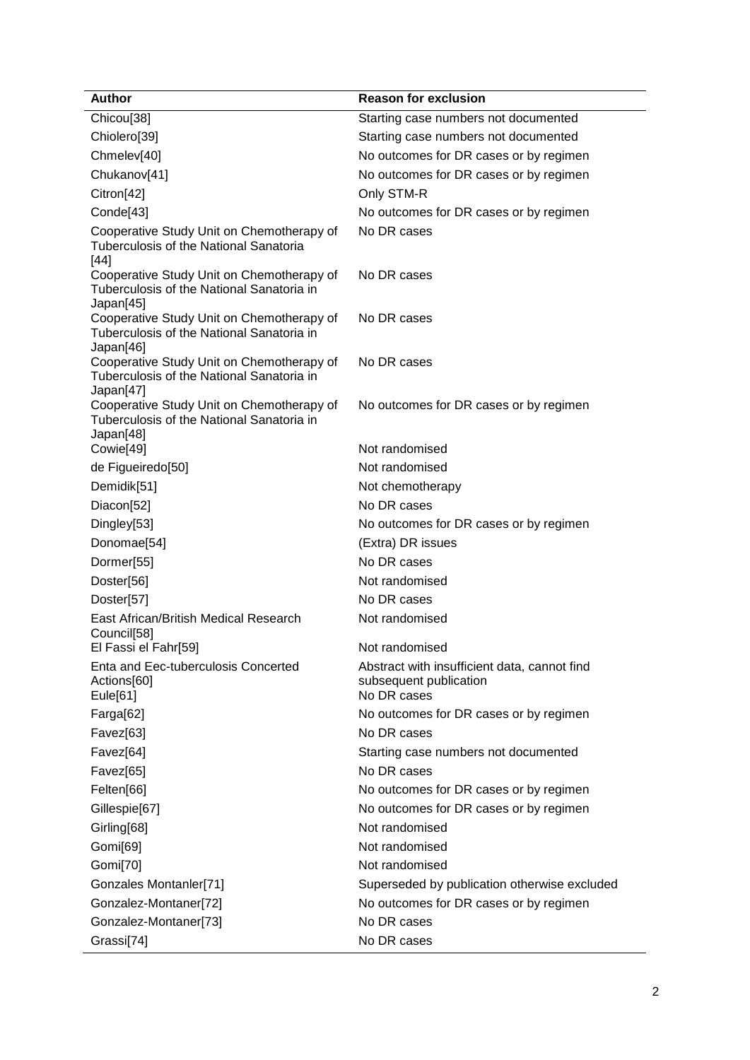| Author | Reason for exclusion |
|---|---|
| Chicou[38] | Starting case numbers not documented |
| Chiolero[39] | Starting case numbers not documented |
| Chmelev[40] | No outcomes for DR cases or by regimen |
| Chukanov[41] | No outcomes for DR cases or by regimen |
| Citron[42] | Only STM-R |
| Conde[43] | No outcomes for DR cases or by regimen |
| Cooperative Study Unit on Chemotherapy of Tuberculosis of the National Sanatoria [44] | No DR cases |
| Cooperative Study Unit on Chemotherapy of Tuberculosis of the National Sanatoria in Japan[45] | No DR cases |
| Cooperative Study Unit on Chemotherapy of Tuberculosis of the National Sanatoria in Japan[46] | No DR cases |
| Cooperative Study Unit on Chemotherapy of Tuberculosis of the National Sanatoria in Japan[47] | No DR cases |
| Cooperative Study Unit on Chemotherapy of Tuberculosis of the National Sanatoria in Japan[48] | No outcomes for DR cases or by regimen |
| Cowie[49] | Not randomised |
| de Figueiredo[50] | Not randomised |
| Demidik[51] | Not chemotherapy |
| Diacon[52] | No DR cases |
| Dingley[53] | No outcomes for DR cases or by regimen |
| Donomae[54] | (Extra) DR issues |
| Dormer[55] | No DR cases |
| Doster[56] | Not randomised |
| Doster[57] | No DR cases |
| East African/British Medical Research Council[58] | Not randomised |
| El Fassi el Fahr[59] | Not randomised |
| Enta and Eec-tuberculosis Concerted Actions[60] | Abstract with insufficient data, cannot find subsequent publication |
| Eule[61] | No DR cases |
| Farga[62] | No outcomes for DR cases or by regimen |
| Favez[63] | No DR cases |
| Favez[64] | Starting case numbers not documented |
| Favez[65] | No DR cases |
| Felten[66] | No outcomes for DR cases or by regimen |
| Gillespie[67] | No outcomes for DR cases or by regimen |
| Girling[68] | Not randomised |
| Gomi[69] | Not randomised |
| Gomi[70] | Not randomised |
| Gonzales Montanler[71] | Superseded by publication otherwise excluded |
| Gonzalez-Montaner[72] | No outcomes for DR cases or by regimen |
| Gonzalez-Montaner[73] | No DR cases |
| Grassi[74] | No DR cases |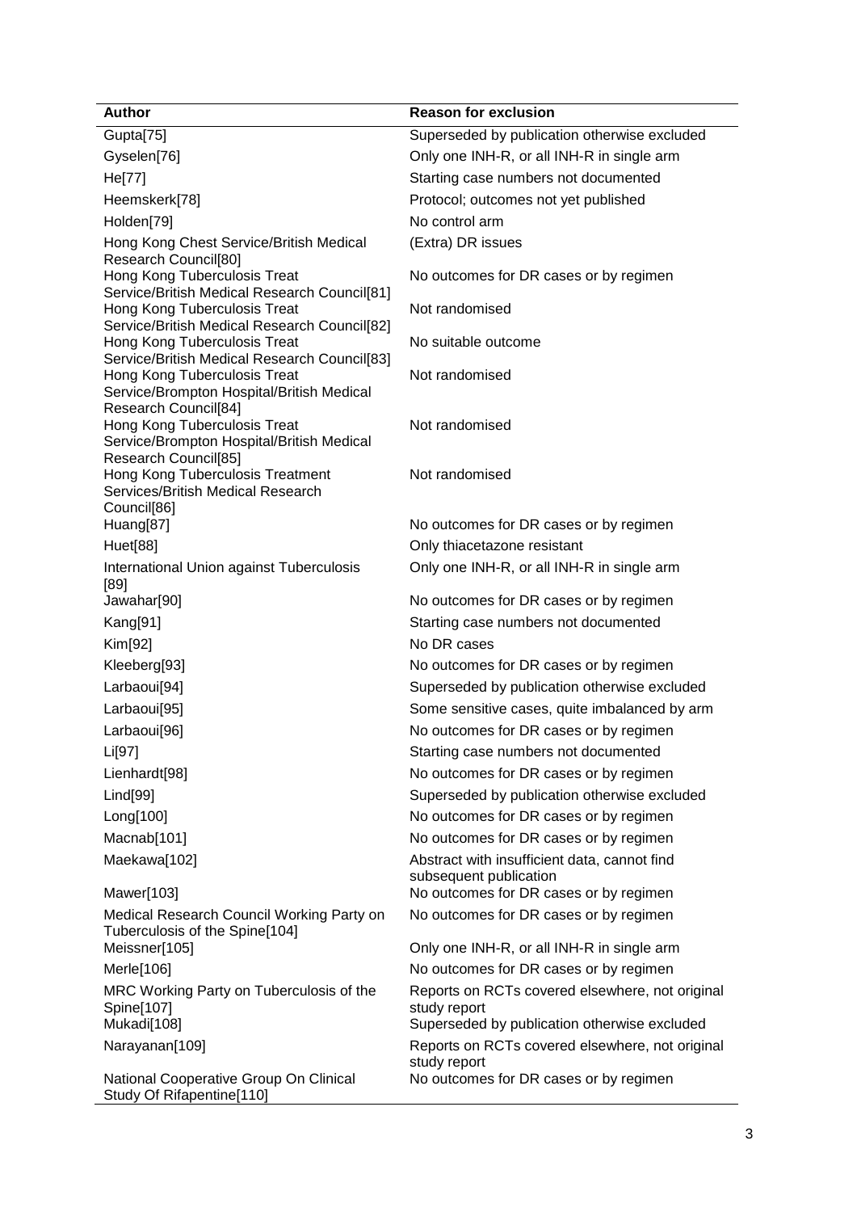| Author | Reason for exclusion |
| --- | --- |
| Gupta[75] | Superseded by publication otherwise excluded |
| Gyselen[76] | Only one INH-R, or all INH-R in single arm |
| He[77] | Starting case numbers not documented |
| Heemskerk[78] | Protocol; outcomes not yet published |
| Holden[79] | No control arm |
| Hong Kong Chest Service/British Medical Research Council[80] | (Extra) DR issues |
| Hong Kong Tuberculosis Treat Service/British Medical Research Council[81] | No outcomes for DR cases or by regimen |
| Hong Kong Tuberculosis Treat Service/British Medical Research Council[82] | Not randomised |
| Hong Kong Tuberculosis Treat Service/British Medical Research Council[83] | No suitable outcome |
| Hong Kong Tuberculosis Treat Service/Brompton Hospital/British Medical Research Council[84] | Not randomised |
| Hong Kong Tuberculosis Treat Service/Brompton Hospital/British Medical Research Council[85] | Not randomised |
| Hong Kong Tuberculosis Treatment Services/British Medical Research Council[86] | Not randomised |
| Huang[87] | No outcomes for DR cases or by regimen |
| Huet[88] | Only thiacetazone resistant |
| International Union against Tuberculosis [89] | Only one INH-R, or all INH-R in single arm |
| Jawahar[90] | No outcomes for DR cases or by regimen |
| Kang[91] | Starting case numbers not documented |
| Kim[92] | No DR cases |
| Kleeberg[93] | No outcomes for DR cases or by regimen |
| Larbaoui[94] | Superseded by publication otherwise excluded |
| Larbaoui[95] | Some sensitive cases, quite imbalanced by arm |
| Larbaoui[96] | No outcomes for DR cases or by regimen |
| Li[97] | Starting case numbers not documented |
| Lienhardt[98] | No outcomes for DR cases or by regimen |
| Lind[99] | Superseded by publication otherwise excluded |
| Long[100] | No outcomes for DR cases or by regimen |
| Macnab[101] | No outcomes for DR cases or by regimen |
| Maekawa[102] | Abstract with insufficient data, cannot find subsequent publication |
| Mawer[103] | No outcomes for DR cases or by regimen |
| Medical Research Council Working Party on Tuberculosis of the Spine[104] | No outcomes for DR cases or by regimen |
| Meissner[105] | Only one INH-R, or all INH-R in single arm |
| Merle[106] | No outcomes for DR cases or by regimen |
| MRC Working Party on Tuberculosis of the Spine[107] | Reports on RCTs covered elsewhere, not original study report |
| Mukadi[108] | Superseded by publication otherwise excluded |
| Narayanan[109] | Reports on RCTs covered elsewhere, not original study report |
| National Cooperative Group On Clinical Study Of Rifapentine[110] | No outcomes for DR cases or by regimen |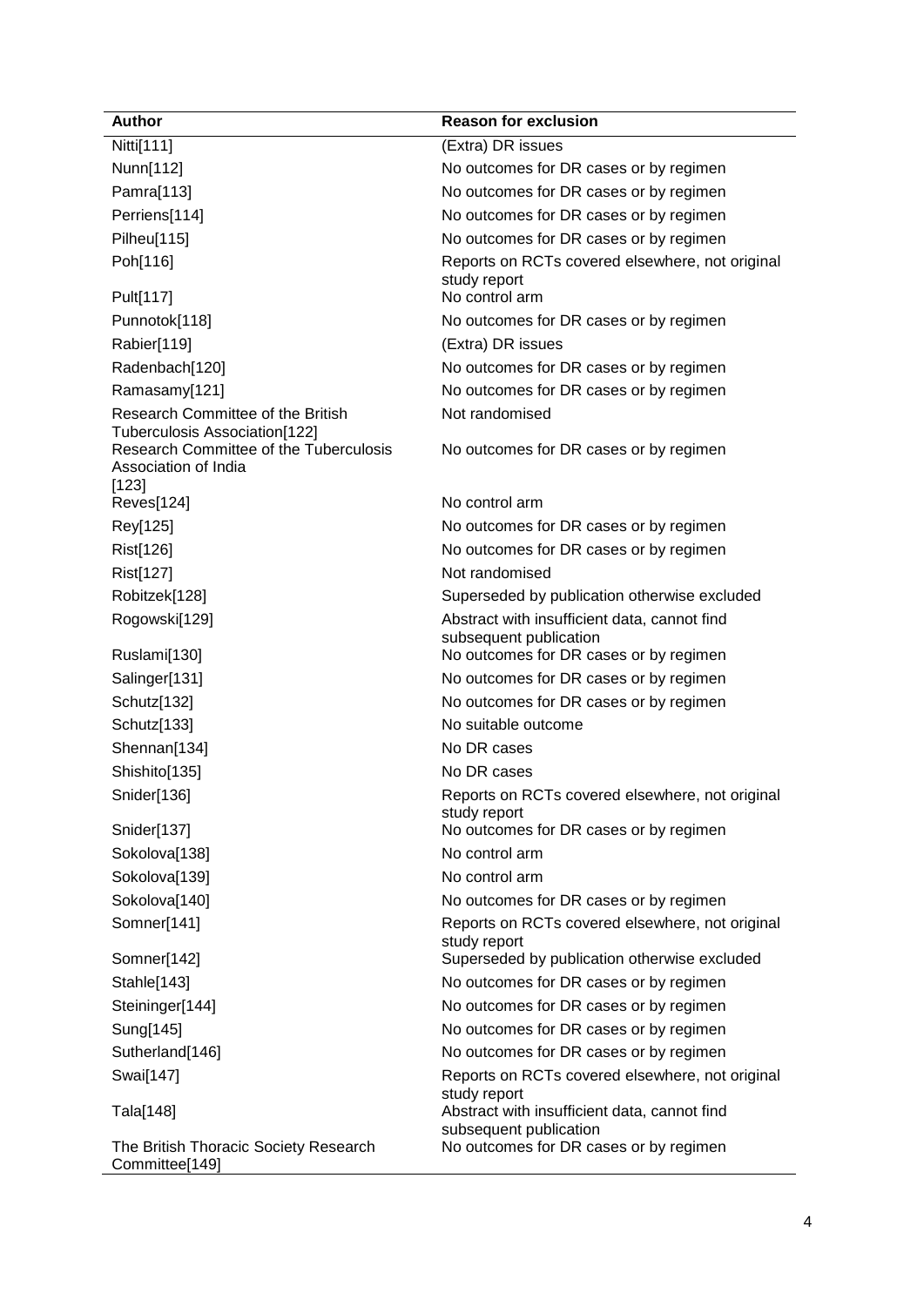| Author | Reason for exclusion |
| --- | --- |
| Nitti[111] | (Extra) DR issues |
| Nunn[112] | No outcomes for DR cases or by regimen |
| Pamra[113] | No outcomes for DR cases or by regimen |
| Perriens[114] | No outcomes for DR cases or by regimen |
| Pilheu[115] | No outcomes for DR cases or by regimen |
| Poh[116] | Reports on RCTs covered elsewhere, not original study report |
| Pult[117] | No control arm |
| Punnotok[118] | No outcomes for DR cases or by regimen |
| Rabier[119] | (Extra) DR issues |
| Radenbach[120] | No outcomes for DR cases or by regimen |
| Ramasamy[121] | No outcomes for DR cases or by regimen |
| Research Committee of the British Tuberculosis Association[122] | Not randomised |
| Research Committee of the Tuberculosis Association of India [123] | No outcomes for DR cases or by regimen |
| Reves[124] | No control arm |
| Rey[125] | No outcomes for DR cases or by regimen |
| Rist[126] | No outcomes for DR cases or by regimen |
| Rist[127] | Not randomised |
| Robitzek[128] | Superseded by publication otherwise excluded |
| Rogowski[129] | Abstract with insufficient data, cannot find subsequent publication |
| Ruslami[130] | No outcomes for DR cases or by regimen |
| Salinger[131] | No outcomes for DR cases or by regimen |
| Schutz[132] | No outcomes for DR cases or by regimen |
| Schutz[133] | No suitable outcome |
| Shennan[134] | No DR cases |
| Shishito[135] | No DR cases |
| Snider[136] | Reports on RCTs covered elsewhere, not original study report |
| Snider[137] | No outcomes for DR cases or by regimen |
| Sokolova[138] | No control arm |
| Sokolova[139] | No control arm |
| Sokolova[140] | No outcomes for DR cases or by regimen |
| Somner[141] | Reports on RCTs covered elsewhere, not original study report |
| Somner[142] | Superseded by publication otherwise excluded |
| Stahle[143] | No outcomes for DR cases or by regimen |
| Steininger[144] | No outcomes for DR cases or by regimen |
| Sung[145] | No outcomes for DR cases or by regimen |
| Sutherland[146] | No outcomes for DR cases or by regimen |
| Swai[147] | Reports on RCTs covered elsewhere, not original study report |
| Tala[148] | Abstract with insufficient data, cannot find subsequent publication |
| The British Thoracic Society Research Committee[149] | No outcomes for DR cases or by regimen |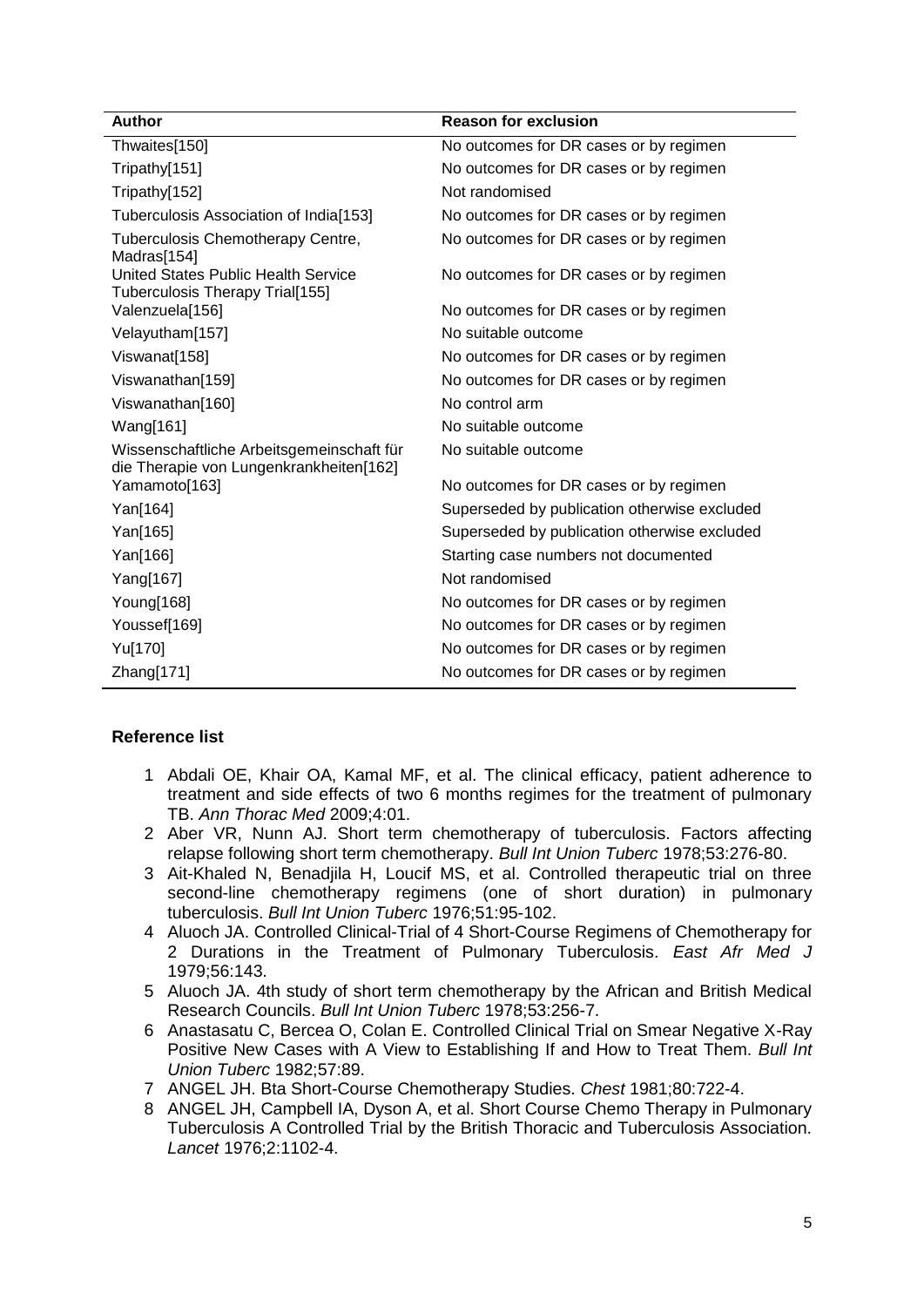| Author | Reason for exclusion |
|---|---|
| Thwaites[150] | No outcomes for DR cases or by regimen |
| Tripathy[151] | No outcomes for DR cases or by regimen |
| Tripathy[152] | Not randomised |
| Tuberculosis Association of India[153] | No outcomes for DR cases or by regimen |
| Tuberculosis Chemotherapy Centre, Madras[154] | No outcomes for DR cases or by regimen |
| United States Public Health Service Tuberculosis Therapy Trial[155] | No outcomes for DR cases or by regimen |
| Valenzuela[156] | No outcomes for DR cases or by regimen |
| Velayutham[157] | No suitable outcome |
| Viswanat[158] | No outcomes for DR cases or by regimen |
| Viswanathan[159] | No outcomes for DR cases or by regimen |
| Viswanathan[160] | No control arm |
| Wang[161] | No suitable outcome |
| Wissenschaftliche Arbeitsgemeinschaft für die Therapie von Lungenkrankheiten[162] | No suitable outcome |
| Yamamoto[163] | No outcomes for DR cases or by regimen |
| Yan[164] | Superseded by publication otherwise excluded |
| Yan[165] | Superseded by publication otherwise excluded |
| Yan[166] | Starting case numbers not documented |
| Yang[167] | Not randomised |
| Young[168] | No outcomes for DR cases or by regimen |
| Youssef[169] | No outcomes for DR cases or by regimen |
| Yu[170] | No outcomes for DR cases or by regimen |
| Zhang[171] | No outcomes for DR cases or by regimen |

## Reference list

1. Abdali OE, Khair OA, Kamal MF, et al. The clinical efficacy, patient adherence to treatment and side effects of two 6 months regimes for the treatment of pulmonary TB. *Ann Thorac Med* 2009;4:01.
2. Aber VR, Nunn AJ. Short term chemotherapy of tuberculosis. Factors affecting relapse following short term chemotherapy. *Bull Int Union Tuberc* 1978;53:276-80.
3. Ait-Khaled N, Benadjila H, Loucif MS, et al. Controlled therapeutic trial on three second-line chemotherapy regimens (one of short duration) in pulmonary tuberculosis. *Bull Int Union Tuberc* 1976;51:95-102.
4. Aluoch JA. Controlled Clinical-Trial of 4 Short-Course Regimens of Chemotherapy for 2 Durations in the Treatment of Pulmonary Tuberculosis. *East Afr Med J* 1979;56:143.
5. Aluoch JA. 4th study of short term chemotherapy by the African and British Medical Research Councils. *Bull Int Union Tuberc* 1978;53:256-7.
6. Anastasatu C, Bercea O, Colan E. Controlled Clinical Trial on Smear Negative X-Ray Positive New Cases with A View to Establishing If and How to Treat Them. *Bull Int Union Tuberc* 1982;57:89.
7. ANGEL JH. Bta Short-Course Chemotherapy Studies. *Chest* 1981;80:722-4.
8. ANGEL JH, Campbell IA, Dyson A, et al. Short Course Chemo Therapy in Pulmonary Tuberculosis A Controlled Trial by the British Thoracic and Tuberculosis Association. *Lancet* 1976;2:1102-4.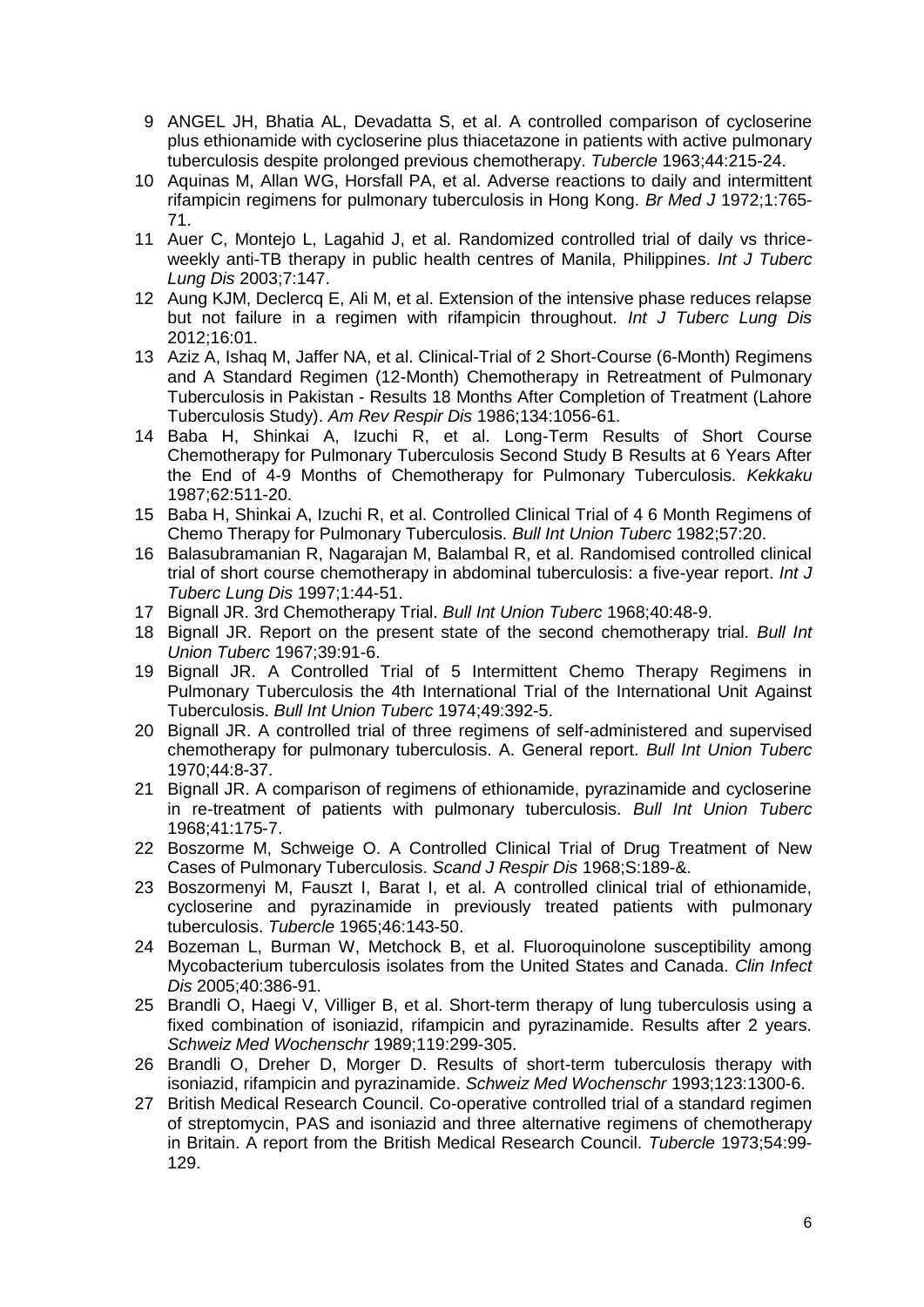9 ANGEL JH, Bhatia AL, Devadatta S, et al. A controlled comparison of cycloserine plus ethionamide with cycloserine plus thiacetazone in patients with active pulmonary tuberculosis despite prolonged previous chemotherapy. *Tubercle* 1963;44:215-24.

10 Aquinas M, Allan WG, Horsfall PA, et al. Adverse reactions to daily and intermittent rifampicin regimens for pulmonary tuberculosis in Hong Kong. *Br Med J* 1972;1:765-71.

11 Auer C, Montejo L, Lagahid J, et al. Randomized controlled trial of daily vs thrice-weekly anti-TB therapy in public health centres of Manila, Philippines. *Int J Tuberc Lung Dis* 2003;7:147.

12 Aung KJM, Declercq E, Ali M, et al. Extension of the intensive phase reduces relapse but not failure in a regimen with rifampicin throughout. *Int J Tuberc Lung Dis* 2012;16:01.

13 Aziz A, Ishaq M, Jaffer NA, et al. Clinical-Trial of 2 Short-Course (6-Month) Regimens and A Standard Regimen (12-Month) Chemotherapy in Retreatment of Pulmonary Tuberculosis in Pakistan - Results 18 Months After Completion of Treatment (Lahore Tuberculosis Study). *Am Rev Respir Dis* 1986;134:1056-61.

14 Baba H, Shinkai A, Izuchi R, et al. Long-Term Results of Short Course Chemotherapy for Pulmonary Tuberculosis Second Study B Results at 6 Years After the End of 4-9 Months of Chemotherapy for Pulmonary Tuberculosis. *Kekkaku* 1987;62:511-20.

15 Baba H, Shinkai A, Izuchi R, et al. Controlled Clinical Trial of 4 6 Month Regimens of Chemo Therapy for Pulmonary Tuberculosis. *Bull Int Union Tuberc* 1982;57:20.

16 Balasubramanian R, Nagarajan M, Balambal R, et al. Randomised controlled clinical trial of short course chemotherapy in abdominal tuberculosis: a five-year report. *Int J Tuberc Lung Dis* 1997;1:44-51.

17 Bignall JR. 3rd Chemotherapy Trial. *Bull Int Union Tuberc* 1968;40:48-9.

18 Bignall JR. Report on the present state of the second chemotherapy trial. *Bull Int Union Tuberc* 1967;39:91-6.

19 Bignall JR. A Controlled Trial of 5 Intermittent Chemo Therapy Regimens in Pulmonary Tuberculosis the 4th International Trial of the International Unit Against Tuberculosis. *Bull Int Union Tuberc* 1974;49:392-5.

20 Bignall JR. A controlled trial of three regimens of self-administered and supervised chemotherapy for pulmonary tuberculosis. A. General report. *Bull Int Union Tuberc* 1970;44:8-37.

21 Bignall JR. A comparison of regimens of ethionamide, pyrazinamide and cycloserine in re-treatment of patients with pulmonary tuberculosis. *Bull Int Union Tuberc* 1968;41:175-7.

22 Boszorme M, Schweige O. A Controlled Clinical Trial of Drug Treatment of New Cases of Pulmonary Tuberculosis. *Scand J Respir Dis* 1968;S:189-&.

23 Boszormenyi M, Fauszt I, Barat I, et al. A controlled clinical trial of ethionamide, cycloserine and pyrazinamide in previously treated patients with pulmonary tuberculosis. *Tubercle* 1965;46:143-50.

24 Bozeman L, Burman W, Metchock B, et al. Fluoroquinolone susceptibility among Mycobacterium tuberculosis isolates from the United States and Canada. *Clin Infect Dis* 2005;40:386-91.

25 Brandli O, Haegi V, Villiger B, et al. Short-term therapy of lung tuberculosis using a fixed combination of isoniazid, rifampicin and pyrazinamide. Results after 2 years. *Schweiz Med Wochenschr* 1989;119:299-305.

26 Brandli O, Dreher D, Morger D. Results of short-term tuberculosis therapy with isoniazid, rifampicin and pyrazinamide. *Schweiz Med Wochenschr* 1993;123:1300-6.

27 British Medical Research Council. Co-operative controlled trial of a standard regimen of streptomycin, PAS and isoniazid and three alternative regimens of chemotherapy in Britain. A report from the British Medical Research Council. *Tubercle* 1973;54:99-129.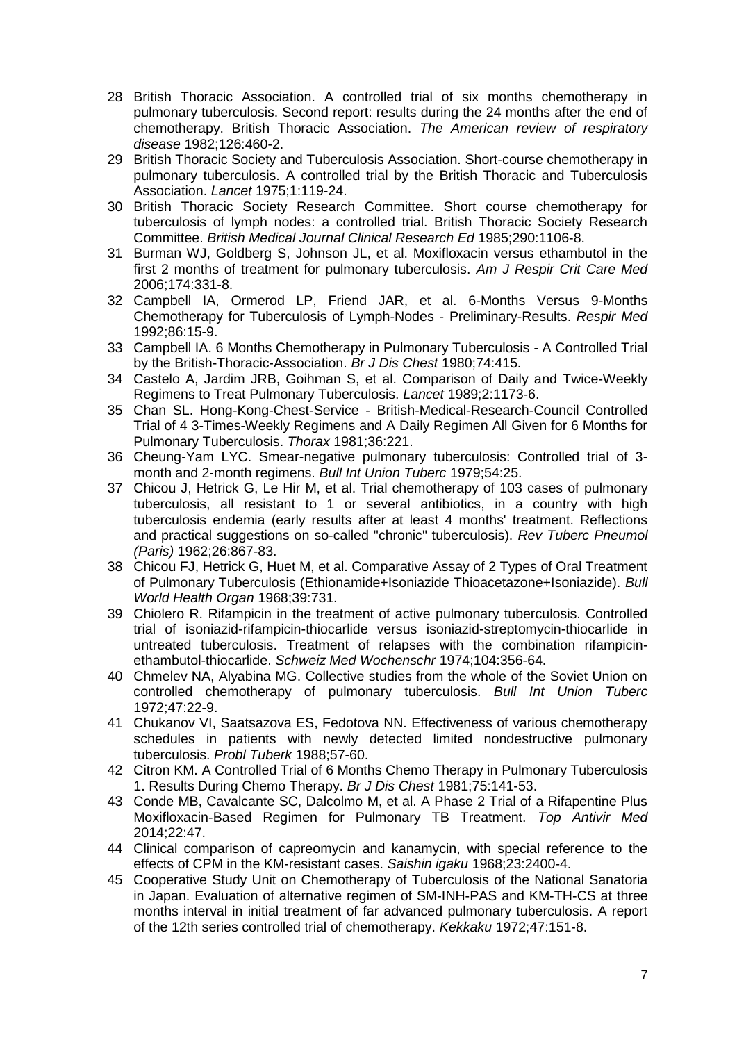28 British Thoracic Association. A controlled trial of six months chemotherapy in pulmonary tuberculosis. Second report: results during the 24 months after the end of chemotherapy. British Thoracic Association. *The American review of respiratory disease* 1982;126:460-2.

29 British Thoracic Society and Tuberculosis Association. Short-course chemotherapy in pulmonary tuberculosis. A controlled trial by the British Thoracic and Tuberculosis Association. *Lancet* 1975;1:119-24.

30 British Thoracic Society Research Committee. Short course chemotherapy for tuberculosis of lymph nodes: a controlled trial. British Thoracic Society Research Committee. *British Medical Journal Clinical Research Ed* 1985;290:1106-8.

31 Burman WJ, Goldberg S, Johnson JL, et al. Moxifloxacin versus ethambutol in the first 2 months of treatment for pulmonary tuberculosis. *Am J Respir Crit Care Med* 2006;174:331-8.

32 Campbell IA, Ormerod LP, Friend JAR, et al. 6-Months Versus 9-Months Chemotherapy for Tuberculosis of Lymph-Nodes - Preliminary-Results. *Respir Med* 1992;86:15-9.

33 Campbell IA. 6 Months Chemotherapy in Pulmonary Tuberculosis - A Controlled Trial by the British-Thoracic-Association. *Br J Dis Chest* 1980;74:415.

34 Castelo A, Jardim JRB, Goihman S, et al. Comparison of Daily and Twice-Weekly Regimens to Treat Pulmonary Tuberculosis. *Lancet* 1989;2:1173-6.

35 Chan SL. Hong-Kong-Chest-Service - British-Medical-Research-Council Controlled Trial of 4 3-Times-Weekly Regimens and A Daily Regimen All Given for 6 Months for Pulmonary Tuberculosis. *Thorax* 1981;36:221.

36 Cheung-Yam LYC. Smear-negative pulmonary tuberculosis: Controlled trial of 3-month and 2-month regimens. *Bull Int Union Tuberc* 1979;54:25.

37 Chicou J, Hetrick G, Le Hir M, et al. Trial chemotherapy of 103 cases of pulmonary tuberculosis, all resistant to 1 or several antibiotics, in a country with high tuberculosis endemia (early results after at least 4 months' treatment. Reflections and practical suggestions on so-called "chronic" tuberculosis). *Rev Tuberc Pneumol (Paris)* 1962;26:867-83.

38 Chicou FJ, Hetrick G, Huet M, et al. Comparative Assay of 2 Types of Oral Treatment of Pulmonary Tuberculosis (Ethionamide+Isoniazide Thioacetazone+Isoniazide). *Bull World Health Organ* 1968;39:731.

39 Chiolero R. Rifampicin in the treatment of active pulmonary tuberculosis. Controlled trial of isoniazid-rifampicin-thiocarlide versus isoniazid-streptomycin-thiocarlide in untreated tuberculosis. Treatment of relapses with the combination rifampicin-ethambutol-thiocarlide. *Schweiz Med Wochenschr* 1974;104:356-64.

40 Chmelev NA, Alyabina MG. Collective studies from the whole of the Soviet Union on controlled chemotherapy of pulmonary tuberculosis. *Bull Int Union Tuberc* 1972;47:22-9.

41 Chukanov VI, Saatsazova ES, Fedotova NN. Effectiveness of various chemotherapy schedules in patients with newly detected limited nondestructive pulmonary tuberculosis. *Probl Tuberk* 1988;57-60.

42 Citron KM. A Controlled Trial of 6 Months Chemo Therapy in Pulmonary Tuberculosis 1. Results During Chemo Therapy. *Br J Dis Chest* 1981;75:141-53.

43 Conde MB, Cavalcante SC, Dalcolmo M, et al. A Phase 2 Trial of a Rifapentine Plus Moxifloxacin-Based Regimen for Pulmonary TB Treatment. *Top Antivir Med* 2014;22:47.

44 Clinical comparison of capreomycin and kanamycin, with special reference to the effects of CPM in the KM-resistant cases. *Saishin igaku* 1968;23:2400-4.

45 Cooperative Study Unit on Chemotherapy of Tuberculosis of the National Sanatoria in Japan. Evaluation of alternative regimen of SM-INH-PAS and KM-TH-CS at three months interval in initial treatment of far advanced pulmonary tuberculosis. A report of the 12th series controlled trial of chemotherapy. *Kekkaku* 1972;47:151-8.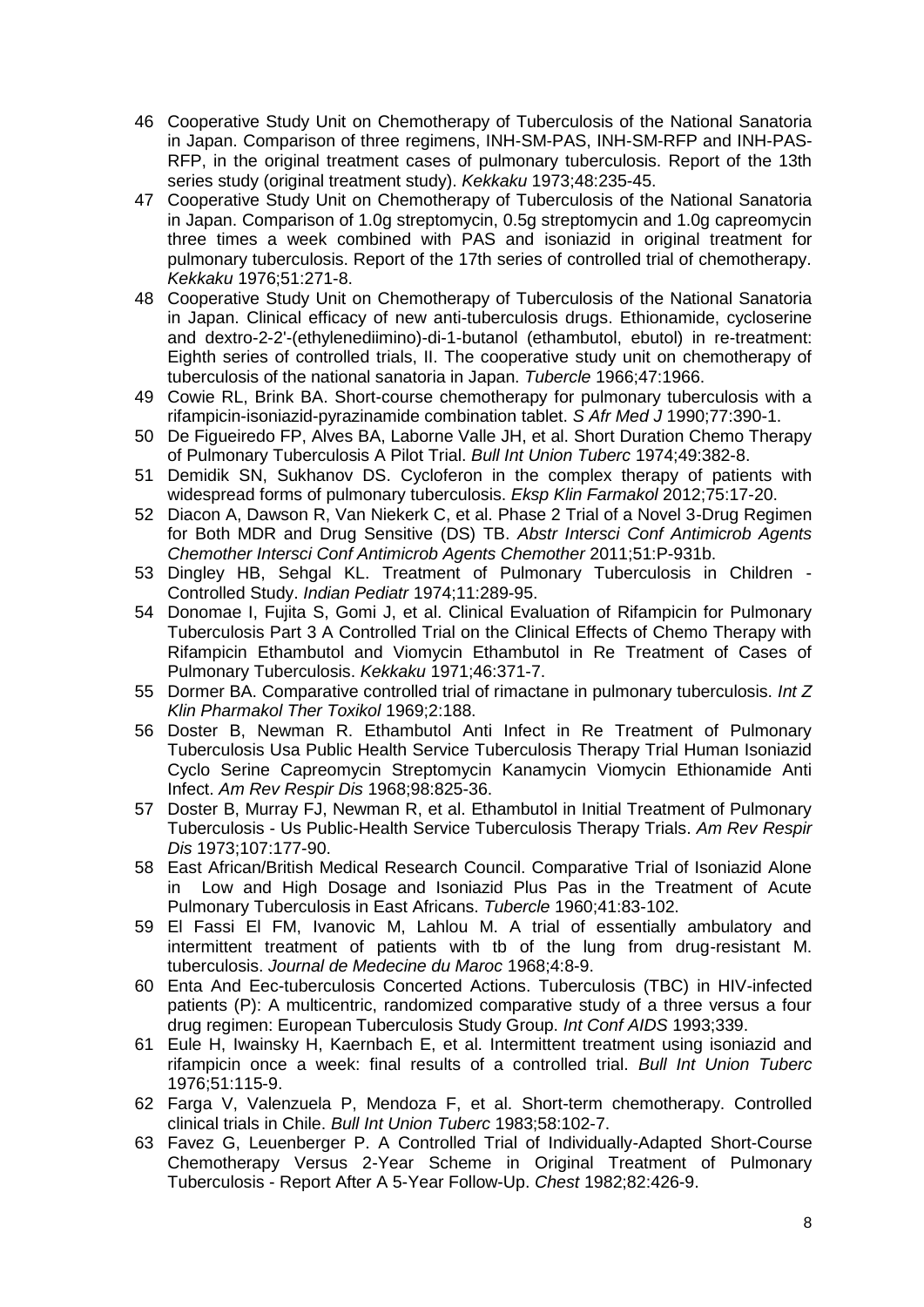46 Cooperative Study Unit on Chemotherapy of Tuberculosis of the National Sanatoria in Japan. Comparison of three regimens, INH-SM-PAS, INH-SM-RFP and INH-PAS-RFP, in the original treatment cases of pulmonary tuberculosis. Report of the 13th series study (original treatment study). *Kekkaku* 1973;48:235-45.

47 Cooperative Study Unit on Chemotherapy of Tuberculosis of the National Sanatoria in Japan. Comparison of 1.0g streptomycin, 0.5g streptomycin and 1.0g capreomycin three times a week combined with PAS and isoniazid in original treatment for pulmonary tuberculosis. Report of the 17th series of controlled trial of chemotherapy. *Kekkaku* 1976;51:271-8.

48 Cooperative Study Unit on Chemotherapy of Tuberculosis of the National Sanatoria in Japan. Clinical efficacy of new anti-tuberculosis drugs. Ethionamide, cycloserine and dextro-2-2'-(ethylenediimino)-di-1-butanol (ethambutol, ebutol) in re-treatment: Eighth series of controlled trials, II. The cooperative study unit on chemotherapy of tuberculosis of the national sanatoria in Japan. *Tubercle* 1966;47:1966.

49 Cowie RL, Brink BA. Short-course chemotherapy for pulmonary tuberculosis with a rifampicin-isoniazid-pyrazinamide combination tablet. *S Afr Med J* 1990;77:390-1.

50 De Figueiredo FP, Alves BA, Laborne Valle JH, et al. Short Duration Chemo Therapy of Pulmonary Tuberculosis A Pilot Trial. *Bull Int Union Tuberc* 1974;49:382-8.

51 Demidik SN, Sukhanov DS. Cycloferon in the complex therapy of patients with widespread forms of pulmonary tuberculosis. *Eksp Klin Farmakol* 2012;75:17-20.

52 Diacon A, Dawson R, Van Niekerk C, et al. Phase 2 Trial of a Novel 3-Drug Regimen for Both MDR and Drug Sensitive (DS) TB. *Abstr Intersci Conf Antimicrob Agents Chemother Intersci Conf Antimicrob Agents Chemother* 2011;51:P-931b.

53 Dingley HB, Sehgal KL. Treatment of Pulmonary Tuberculosis in Children - Controlled Study. *Indian Pediatr* 1974;11:289-95.

54 Donomae I, Fujita S, Gomi J, et al. Clinical Evaluation of Rifampicin for Pulmonary Tuberculosis Part 3 A Controlled Trial on the Clinical Effects of Chemo Therapy with Rifampicin Ethambutol and Viomycin Ethambutol in Re Treatment of Cases of Pulmonary Tuberculosis. *Kekkaku* 1971;46:371-7.

55 Dormer BA. Comparative controlled trial of rimactane in pulmonary tuberculosis. *Int Z Klin Pharmakol Ther Toxikol* 1969;2:188.

56 Doster B, Newman R. Ethambutol Anti Infect in Re Treatment of Pulmonary Tuberculosis Usa Public Health Service Tuberculosis Therapy Trial Human Isoniazid Cyclo Serine Capreomycin Streptomycin Kanamycin Viomycin Ethionamide Anti Infect. *Am Rev Respir Dis* 1968;98:825-36.

57 Doster B, Murray FJ, Newman R, et al. Ethambutol in Initial Treatment of Pulmonary Tuberculosis - Us Public-Health Service Tuberculosis Therapy Trials. *Am Rev Respir Dis* 1973;107:177-90.

58 East African/British Medical Research Council. Comparative Trial of Isoniazid Alone in Low and High Dosage and Isoniazid Plus Pas in the Treatment of Acute Pulmonary Tuberculosis in East Africans. *Tubercle* 1960;41:83-102.

59 El Fassi El FM, Ivanovic M, Lahlou M. A trial of essentially ambulatory and intermittent treatment of patients with tb of the lung from drug-resistant M. tuberculosis. *Journal de Medecine du Maroc* 1968;4:8-9.

60 Enta And Eec-tuberculosis Concerted Actions. Tuberculosis (TBC) in HIV-infected patients (P): A multicentric, randomized comparative study of a three versus a four drug regimen: European Tuberculosis Study Group. *Int Conf AIDS* 1993;339.

61 Eule H, Iwainsky H, Kaernbach E, et al. Intermittent treatment using isoniazid and rifampicin once a week: final results of a controlled trial. *Bull Int Union Tuberc* 1976;51:115-9.

62 Farga V, Valenzuela P, Mendoza F, et al. Short-term chemotherapy. Controlled clinical trials in Chile. *Bull Int Union Tuberc* 1983;58:102-7.

63 Favez G, Leuenberger P. A Controlled Trial of Individually-Adapted Short-Course Chemotherapy Versus 2-Year Scheme in Original Treatment of Pulmonary Tuberculosis - Report After A 5-Year Follow-Up. *Chest* 1982;82:426-9.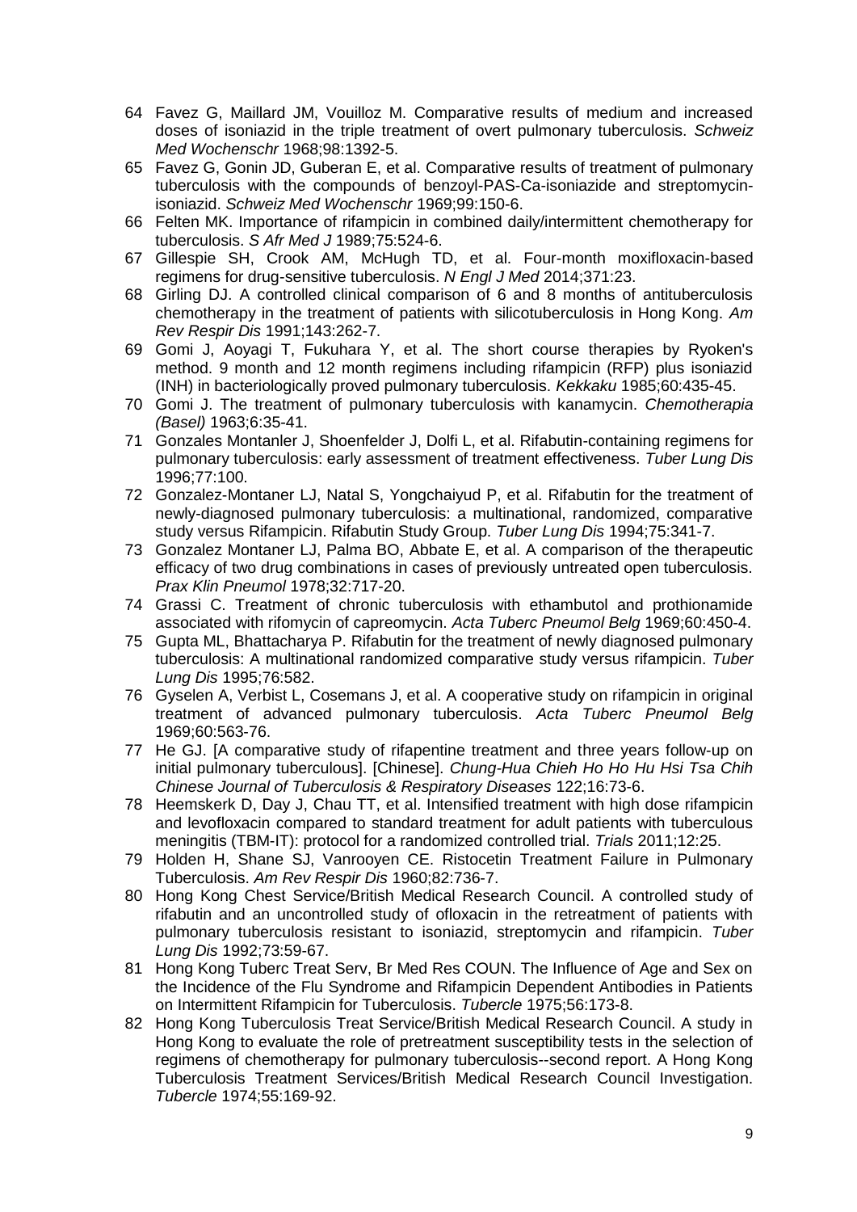64 Favez G, Maillard JM, Vouilloz M. Comparative results of medium and increased doses of isoniazid in the triple treatment of overt pulmonary tuberculosis. *Schweiz Med Wochenschr* 1968;98:1392-5.

65 Favez G, Gonin JD, Guberan E, et al. Comparative results of treatment of pulmonary tuberculosis with the compounds of benzoyl-PAS-Ca-isoniazide and streptomycin-isoniazid. *Schweiz Med Wochenschr* 1969;99:150-6.

66 Felten MK. Importance of rifampicin in combined daily/intermittent chemotherapy for tuberculosis. *S Afr Med J* 1989;75:524-6.

67 Gillespie SH, Crook AM, McHugh TD, et al. Four-month moxifloxacin-based regimens for drug-sensitive tuberculosis. *N Engl J Med* 2014;371:23.

68 Girling DJ. A controlled clinical comparison of 6 and 8 months of antituberculosis chemotherapy in the treatment of patients with silicotuberculosis in Hong Kong. *Am Rev Respir Dis* 1991;143:262-7.

69 Gomi J, Aoyagi T, Fukuhara Y, et al. The short course therapies by Ryoken's method. 9 month and 12 month regimens including rifampicin (RFP) plus isoniazid (INH) in bacteriologically proved pulmonary tuberculosis. *Kekkaku* 1985;60:435-45.

70 Gomi J. The treatment of pulmonary tuberculosis with kanamycin. *Chemotherapia (Basel)* 1963;6:35-41.

71 Gonzales Montanler J, Shoenfelder J, Dolfi L, et al. Rifabutin-containing regimens for pulmonary tuberculosis: early assessment of treatment effectiveness. *Tuber Lung Dis* 1996;77:100.

72 Gonzalez-Montaner LJ, Natal S, Yongchaiyud P, et al. Rifabutin for the treatment of newly-diagnosed pulmonary tuberculosis: a multinational, randomized, comparative study versus Rifampicin. Rifabutin Study Group. *Tuber Lung Dis* 1994;75:341-7.

73 Gonzalez Montaner LJ, Palma BO, Abbate E, et al. A comparison of the therapeutic efficacy of two drug combinations in cases of previously untreated open tuberculosis. *Prax Klin Pneumol* 1978;32:717-20.

74 Grassi C. Treatment of chronic tuberculosis with ethambutol and prothionamide associated with rifomycin of capreomycin. *Acta Tuberc Pneumol Belg* 1969;60:450-4.

75 Gupta ML, Bhattacharya P. Rifabutin for the treatment of newly diagnosed pulmonary tuberculosis: A multinational randomized comparative study versus rifampicin. *Tuber Lung Dis* 1995;76:582.

76 Gyselen A, Verbist L, Cosemans J, et al. A cooperative study on rifampicin in original treatment of advanced pulmonary tuberculosis. *Acta Tuberc Pneumol Belg* 1969;60:563-76.

77 He GJ. [A comparative study of rifapentine treatment and three years follow-up on initial pulmonary tuberculous]. [Chinese]. *Chung-Hua Chieh Ho Ho Hu Hsi Tsa Chih Chinese Journal of Tuberculosis & Respiratory Diseases* 122;16:73-6.

78 Heemskerk D, Day J, Chau TT, et al. Intensified treatment with high dose rifampicin and levofloxacin compared to standard treatment for adult patients with tuberculous meningitis (TBM-IT): protocol for a randomized controlled trial. *Trials* 2011;12:25.

79 Holden H, Shane SJ, Vanrooyen CE. Ristocetin Treatment Failure in Pulmonary Tuberculosis. *Am Rev Respir Dis* 1960;82:736-7.

80 Hong Kong Chest Service/British Medical Research Council. A controlled study of rifabutin and an uncontrolled study of ofloxacin in the retreatment of patients with pulmonary tuberculosis resistant to isoniazid, streptomycin and rifampicin. *Tuber Lung Dis* 1992;73:59-67.

81 Hong Kong Tuberc Treat Serv, Br Med Res COUN. The Influence of Age and Sex on the Incidence of the Flu Syndrome and Rifampicin Dependent Antibodies in Patients on Intermittent Rifampicin for Tuberculosis. *Tubercle* 1975;56:173-8.

82 Hong Kong Tuberculosis Treat Service/British Medical Research Council. A study in Hong Kong to evaluate the role of pretreatment susceptibility tests in the selection of regimens of chemotherapy for pulmonary tuberculosis--second report. A Hong Kong Tuberculosis Treatment Services/British Medical Research Council Investigation. *Tubercle* 1974;55:169-92.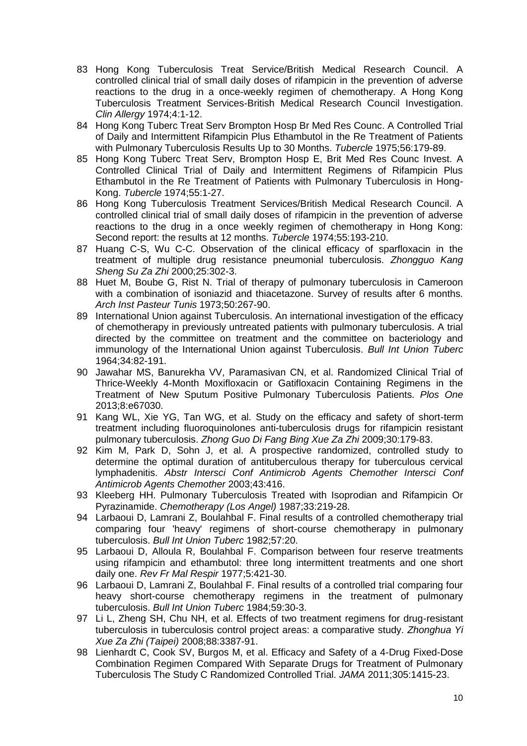83 Hong Kong Tuberculosis Treat Service/British Medical Research Council. A controlled clinical trial of small daily doses of rifampicin in the prevention of adverse reactions to the drug in a once-weekly regimen of chemotherapy. A Hong Kong Tuberculosis Treatment Services-British Medical Research Council Investigation. *Clin Allergy* 1974;4:1-12.

84 Hong Kong Tuberc Treat Serv Brompton Hosp Br Med Res Counc. A Controlled Trial of Daily and Intermittent Rifampicin Plus Ethambutol in the Re Treatment of Patients with Pulmonary Tuberculosis Results Up to 30 Months. *Tubercle* 1975;56:179-89.

85 Hong Kong Tuberc Treat Serv, Brompton Hosp E, Brit Med Res Counc Invest. A Controlled Clinical Trial of Daily and Intermittent Regimens of Rifampicin Plus Ethambutol in the Re Treatment of Patients with Pulmonary Tuberculosis in Hong-Kong. *Tubercle* 1974;55:1-27.

86 Hong Kong Tuberculosis Treatment Services/British Medical Research Council. A controlled clinical trial of small daily doses of rifampicin in the prevention of adverse reactions to the drug in a once weekly regimen of chemotherapy in Hong Kong: Second report: the results at 12 months. *Tubercle* 1974;55:193-210.

87 Huang C-S, Wu C-C. Observation of the clinical efficacy of sparfloxacin in the treatment of multiple drug resistance pneumonial tuberculosis. *Zhongguo Kang Sheng Su Za Zhi* 2000;25:302-3.

88 Huet M, Boube G, Rist N. Trial of therapy of pulmonary tuberculosis in Cameroon with a combination of isoniazid and thiacetazone. Survey of results after 6 months. *Arch Inst Pasteur Tunis* 1973;50:267-90.

89 International Union against Tuberculosis. An international investigation of the efficacy of chemotherapy in previously untreated patients with pulmonary tuberculosis. A trial directed by the committee on treatment and the committee on bacteriology and immunology of the International Union against Tuberculosis. *Bull Int Union Tuberc* 1964;34:82-191.

90 Jawahar MS, Banurekha VV, Paramasivan CN, et al. Randomized Clinical Trial of Thrice-Weekly 4-Month Moxifloxacin or Gatifloxacin Containing Regimens in the Treatment of New Sputum Positive Pulmonary Tuberculosis Patients. *Plos One* 2013;8:e67030.

91 Kang WL, Xie YG, Tan WG, et al. Study on the efficacy and safety of short-term treatment including fluoroquinolones anti-tuberculosis drugs for rifampicin resistant pulmonary tuberculosis. *Zhong Guo Di Fang Bing Xue Za Zhi* 2009;30:179-83.

92 Kim M, Park D, Sohn J, et al. A prospective randomized, controlled study to determine the optimal duration of antituberculous therapy for tuberculous cervical lymphadenitis. *Abstr Intersci Conf Antimicrob Agents Chemother Intersci Conf Antimicrob Agents Chemother* 2003;43:416.

93 Kleeberg HH. Pulmonary Tuberculosis Treated with Isoprodian and Rifampicin Or Pyrazinamide. *Chemotherapy (Los Angel)* 1987;33:219-28.

94 Larbaoui D, Lamrani Z, Boulahbal F. Final results of a controlled chemotherapy trial comparing four 'heavy' regimens of short-course chemotherapy in pulmonary tuberculosis. *Bull Int Union Tuberc* 1982;57:20.

95 Larbaoui D, Alloula R, Boulahbal F. Comparison between four reserve treatments using rifampicin and ethambutol: three long intermittent treatments and one short daily one. *Rev Fr Mal Respir* 1977;5:421-30.

96 Larbaoui D, Lamrani Z, Boulahbal F. Final results of a controlled trial comparing four heavy short-course chemotherapy regimens in the treatment of pulmonary tuberculosis. *Bull Int Union Tuberc* 1984;59:30-3.

97 Li L, Zheng SH, Chu NH, et al. Effects of two treatment regimens for drug-resistant tuberculosis in tuberculosis control project areas: a comparative study. *Zhonghua Yi Xue Za Zhi (Taipei)* 2008;88:3387-91.

98 Lienhardt C, Cook SV, Burgos M, et al. Efficacy and Safety of a 4-Drug Fixed-Dose Combination Regimen Compared With Separate Drugs for Treatment of Pulmonary Tuberculosis The Study C Randomized Controlled Trial. *JAMA* 2011;305:1415-23.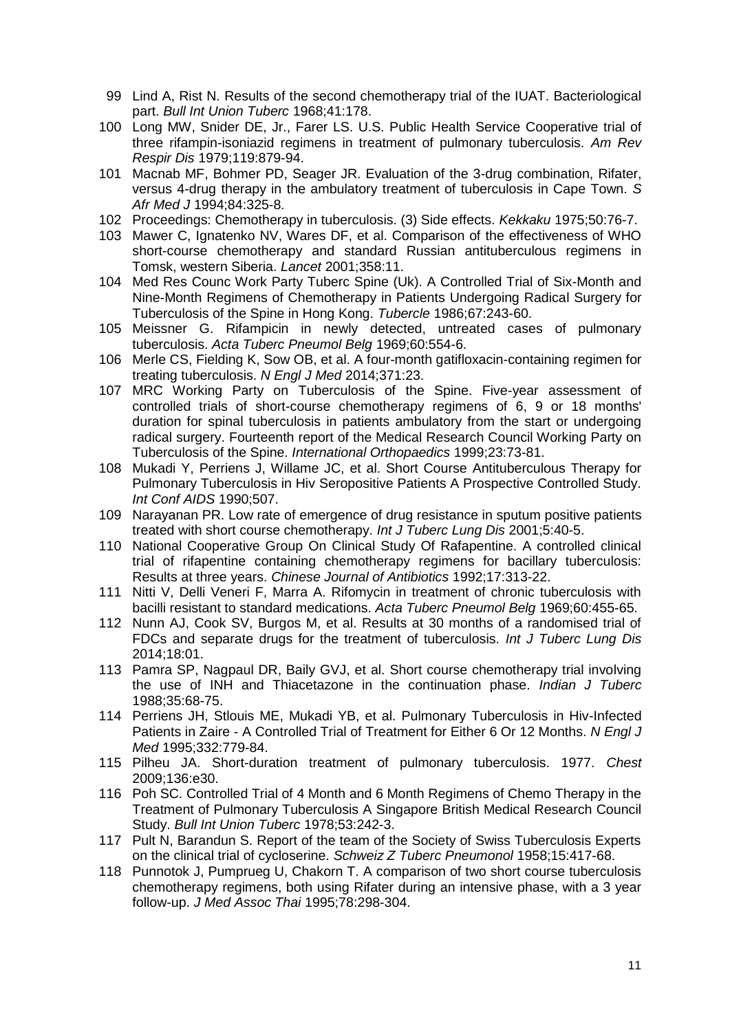99 Lind A, Rist N. Results of the second chemotherapy trial of the IUAT. Bacteriological part. *Bull Int Union Tuberc* 1968;41:178.

100 Long MW, Snider DE, Jr., Farer LS. U.S. Public Health Service Cooperative trial of three rifampin-isoniazid regimens in treatment of pulmonary tuberculosis. *Am Rev Respir Dis* 1979;119:879-94.

101 Macnab MF, Bohmer PD, Seager JR. Evaluation of the 3-drug combination, Rifater, versus 4-drug therapy in the ambulatory treatment of tuberculosis in Cape Town. *S Afr Med J* 1994;84:325-8.

102 Proceedings: Chemotherapy in tuberculosis. (3) Side effects. *Kekkaku* 1975;50:76-7.

103 Mawer C, Ignatenko NV, Wares DF, et al. Comparison of the effectiveness of WHO short-course chemotherapy and standard Russian antituberculous regimens in Tomsk, western Siberia. *Lancet* 2001;358:11.

104 Med Res Counc Work Party Tuberc Spine (Uk). A Controlled Trial of Six-Month and Nine-Month Regimens of Chemotherapy in Patients Undergoing Radical Surgery for Tuberculosis of the Spine in Hong Kong. *Tubercle* 1986;67:243-60.

105 Meissner G. Rifampicin in newly detected, untreated cases of pulmonary tuberculosis. *Acta Tuberc Pneumol Belg* 1969;60:554-6.

106 Merle CS, Fielding K, Sow OB, et al. A four-month gatifloxacin-containing regimen for treating tuberculosis. *N Engl J Med* 2014;371:23.

107 MRC Working Party on Tuberculosis of the Spine. Five-year assessment of controlled trials of short-course chemotherapy regimens of 6, 9 or 18 months' duration for spinal tuberculosis in patients ambulatory from the start or undergoing radical surgery. Fourteenth report of the Medical Research Council Working Party on Tuberculosis of the Spine. *International Orthopaedics* 1999;23:73-81.

108 Mukadi Y, Perriens J, Willame JC, et al. Short Course Antituberculous Therapy for Pulmonary Tuberculosis in Hiv Seropositive Patients A Prospective Controlled Study. *Int Conf AIDS* 1990;507.

109 Narayanan PR. Low rate of emergence of drug resistance in sputum positive patients treated with short course chemotherapy. *Int J Tuberc Lung Dis* 2001;5:40-5.

110 National Cooperative Group On Clinical Study Of Rafapentine. A controlled clinical trial of rifapentine containing chemotherapy regimens for bacillary tuberculosis: Results at three years. *Chinese Journal of Antibiotics* 1992;17:313-22.

111 Nitti V, Delli Veneri F, Marra A. Rifomycin in treatment of chronic tuberculosis with bacilli resistant to standard medications. *Acta Tuberc Pneumol Belg* 1969;60:455-65.

112 Nunn AJ, Cook SV, Burgos M, et al. Results at 30 months of a randomised trial of FDCs and separate drugs for the treatment of tuberculosis. *Int J Tuberc Lung Dis* 2014;18:01.

113 Pamra SP, Nagpaul DR, Baily GVJ, et al. Short course chemotherapy trial involving the use of INH and Thiacetazone in the continuation phase. *Indian J Tuberc* 1988;35:68-75.

114 Perriens JH, Stlouis ME, Mukadi YB, et al. Pulmonary Tuberculosis in Hiv-Infected Patients in Zaire - A Controlled Trial of Treatment for Either 6 Or 12 Months. *N Engl J Med* 1995;332:779-84.

115 Pilheu JA. Short-duration treatment of pulmonary tuberculosis. 1977. *Chest* 2009;136:e30.

116 Poh SC. Controlled Trial of 4 Month and 6 Month Regimens of Chemo Therapy in the Treatment of Pulmonary Tuberculosis A Singapore British Medical Research Council Study. *Bull Int Union Tuberc* 1978;53:242-3.

117 Pult N, Barandun S. Report of the team of the Society of Swiss Tuberculosis Experts on the clinical trial of cycloserine. *Schweiz Z Tuberc Pneumonol* 1958;15:417-68.

118 Punnotok J, Pumprueg U, Chakorn T. A comparison of two short course tuberculosis chemotherapy regimens, both using Rifater during an intensive phase, with a 3 year follow-up. *J Med Assoc Thai* 1995;78:298-304.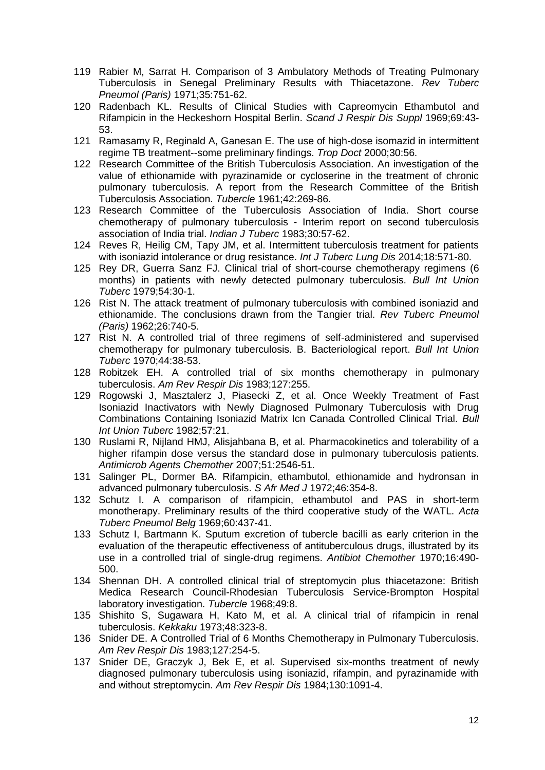119 Rabier M, Sarrat H. Comparison of 3 Ambulatory Methods of Treating Pulmonary Tuberculosis in Senegal Preliminary Results with Thiacetazone. *Rev Tuberc Pneumol (Paris)* 1971;35:751-62.

120 Radenbach KL. Results of Clinical Studies with Capreomycin Ethambutol and Rifampicin in the Heckeshorn Hospital Berlin. *Scand J Respir Dis Suppl* 1969;69:43-53.

121 Ramasamy R, Reginald A, Ganesan E. The use of high-dose isomazid in intermittent regime TB treatment--some preliminary findings. *Trop Doct* 2000;30:56.

122 Research Committee of the British Tuberculosis Association. An investigation of the value of ethionamide with pyrazinamide or cycloserine in the treatment of chronic pulmonary tuberculosis. A report from the Research Committee of the British Tuberculosis Association. *Tubercle* 1961;42:269-86.

123 Research Committee of the Tuberculosis Association of India. Short course chemotherapy of pulmonary tuberculosis - Interim report on second tuberculosis association of India trial. *Indian J Tuberc* 1983;30:57-62.

124 Reves R, Heilig CM, Tapy JM, et al. Intermittent tuberculosis treatment for patients with isoniazid intolerance or drug resistance. *Int J Tuberc Lung Dis* 2014;18:571-80.

125 Rey DR, Guerra Sanz FJ. Clinical trial of short-course chemotherapy regimens (6 months) in patients with newly detected pulmonary tuberculosis. *Bull Int Union Tuberc* 1979;54:30-1.

126 Rist N. The attack treatment of pulmonary tuberculosis with combined isoniazid and ethionamide. The conclusions drawn from the Tangier trial. *Rev Tuberc Pneumol (Paris)* 1962;26:740-5.

127 Rist N. A controlled trial of three regimens of self-administered and supervised chemotherapy for pulmonary tuberculosis. B. Bacteriological report. *Bull Int Union Tuberc* 1970;44:38-53.

128 Robitzek EH. A controlled trial of six months chemotherapy in pulmonary tuberculosis. *Am Rev Respir Dis* 1983;127:255.

129 Rogowski J, Masztalerz J, Piasecki Z, et al. Once Weekly Treatment of Fast Isoniazid Inactivators with Newly Diagnosed Pulmonary Tuberculosis with Drug Combinations Containing Isoniazid Matrix Icn Canada Controlled Clinical Trial. *Bull Int Union Tuberc* 1982;57:21.

130 Ruslami R, Nijland HMJ, Alisjahbana B, et al. Pharmacokinetics and tolerability of a higher rifampin dose versus the standard dose in pulmonary tuberculosis patients. *Antimicrob Agents Chemother* 2007;51:2546-51.

131 Salinger PL, Dormer BA. Rifampicin, ethambutol, ethionamide and hydronsan in advanced pulmonary tuberculosis. *S Afr Med J* 1972;46:354-8.

132 Schutz I. A comparison of rifampicin, ethambutol and PAS in short-term monotherapy. Preliminary results of the third cooperative study of the WATL. *Acta Tuberc Pneumol Belg* 1969;60:437-41.

133 Schutz I, Bartmann K. Sputum excretion of tubercle bacilli as early criterion in the evaluation of the therapeutic effectiveness of antituberculous drugs, illustrated by its use in a controlled trial of single-drug regimens. *Antibiot Chemother* 1970;16:490-500.

134 Shennan DH. A controlled clinical trial of streptomycin plus thiacetazone: British Medica Research Council-Rhodesian Tuberculosis Service-Brompton Hospital laboratory investigation. *Tubercle* 1968;49:8.

135 Shishito S, Sugawara H, Kato M, et al. A clinical trial of rifampicin in renal tuberculosis. *Kekkaku* 1973;48:323-8.

136 Snider DE. A Controlled Trial of 6 Months Chemotherapy in Pulmonary Tuberculosis. *Am Rev Respir Dis* 1983;127:254-5.

137 Snider DE, Graczyk J, Bek E, et al. Supervised six-months treatment of newly diagnosed pulmonary tuberculosis using isoniazid, rifampin, and pyrazinamide with and without streptomycin. *Am Rev Respir Dis* 1984;130:1091-4.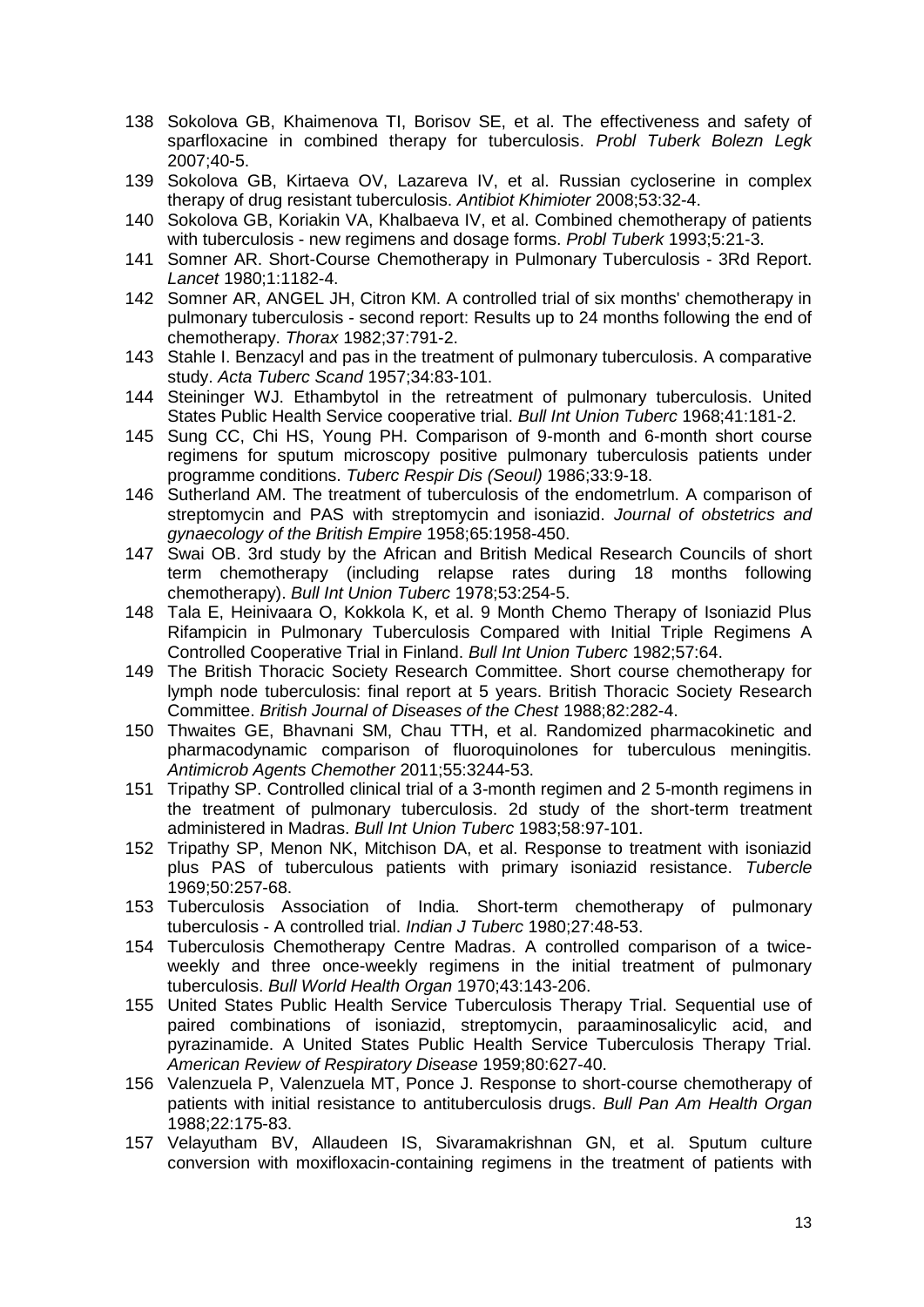138 Sokolova GB, Khaimenova TI, Borisov SE, et al. The effectiveness and safety of sparfloxacine in combined therapy for tuberculosis. *Probl Tuberk Bolezn Legk* 2007;40-5.

139 Sokolova GB, Kirtaeva OV, Lazareva IV, et al. Russian cycloserine in complex therapy of drug resistant tuberculosis. *Antibiot Khimioter* 2008;53:32-4.

140 Sokolova GB, Koriakin VA, Khalbaeva IV, et al. Combined chemotherapy of patients with tuberculosis - new regimens and dosage forms. *Probl Tuberk* 1993;5:21-3.

141 Somner AR. Short-Course Chemotherapy in Pulmonary Tuberculosis - 3Rd Report. *Lancet* 1980;1:1182-4.

142 Somner AR, ANGEL JH, Citron KM. A controlled trial of six months' chemotherapy in pulmonary tuberculosis - second report: Results up to 24 months following the end of chemotherapy. *Thorax* 1982;37:791-2.

143 Stahle I. Benzacyl and pas in the treatment of pulmonary tuberculosis. A comparative study. *Acta Tuberc Scand* 1957;34:83-101.

144 Steininger WJ. Ethambytol in the retreatment of pulmonary tuberculosis. United States Public Health Service cooperative trial. *Bull Int Union Tuberc* 1968;41:181-2.

145 Sung CC, Chi HS, Young PH. Comparison of 9-month and 6-month short course regimens for sputum microscopy positive pulmonary tuberculosis patients under programme conditions. *Tuberc Respir Dis (Seoul)* 1986;33:9-18.

146 Sutherland AM. The treatment of tuberculosis of the endometrlum. A comparison of streptomycin and PAS with streptomycin and isoniazid. *Journal of obstetrics and gynaecology of the British Empire* 1958;65:1958-450.

147 Swai OB. 3rd study by the African and British Medical Research Councils of short term chemotherapy (including relapse rates during 18 months following chemotherapy). *Bull Int Union Tuberc* 1978;53:254-5.

148 Tala E, Heinivaara O, Kokkola K, et al. 9 Month Chemo Therapy of Isoniazid Plus Rifampicin in Pulmonary Tuberculosis Compared with Initial Triple Regimens A Controlled Cooperative Trial in Finland. *Bull Int Union Tuberc* 1982;57:64.

149 The British Thoracic Society Research Committee. Short course chemotherapy for lymph node tuberculosis: final report at 5 years. British Thoracic Society Research Committee. *British Journal of Diseases of the Chest* 1988;82:282-4.

150 Thwaites GE, Bhavnani SM, Chau TTH, et al. Randomized pharmacokinetic and pharmacodynamic comparison of fluoroquinolones for tuberculous meningitis. *Antimicrob Agents Chemother* 2011;55:3244-53.

151 Tripathy SP. Controlled clinical trial of a 3-month regimen and 2 5-month regimens in the treatment of pulmonary tuberculosis. 2d study of the short-term treatment administered in Madras. *Bull Int Union Tuberc* 1983;58:97-101.

152 Tripathy SP, Menon NK, Mitchison DA, et al. Response to treatment with isoniazid plus PAS of tuberculous patients with primary isoniazid resistance. *Tubercle* 1969;50:257-68.

153 Tuberculosis Association of India. Short-term chemotherapy of pulmonary tuberculosis - A controlled trial. *Indian J Tuberc* 1980;27:48-53.

154 Tuberculosis Chemotherapy Centre Madras. A controlled comparison of a twice-weekly and three once-weekly regimens in the initial treatment of pulmonary tuberculosis. *Bull World Health Organ* 1970;43:143-206.

155 United States Public Health Service Tuberculosis Therapy Trial. Sequential use of paired combinations of isoniazid, streptomycin, paraaminosalicylic acid, and pyrazinamide. A United States Public Health Service Tuberculosis Therapy Trial. *American Review of Respiratory Disease* 1959;80:627-40.

156 Valenzuela P, Valenzuela MT, Ponce J. Response to short-course chemotherapy of patients with initial resistance to antituberculosis drugs. *Bull Pan Am Health Organ* 1988;22:175-83.

157 Velayutham BV, Allaudeen IS, Sivaramakrishnan GN, et al. Sputum culture conversion with moxifloxacin-containing regimens in the treatment of patients with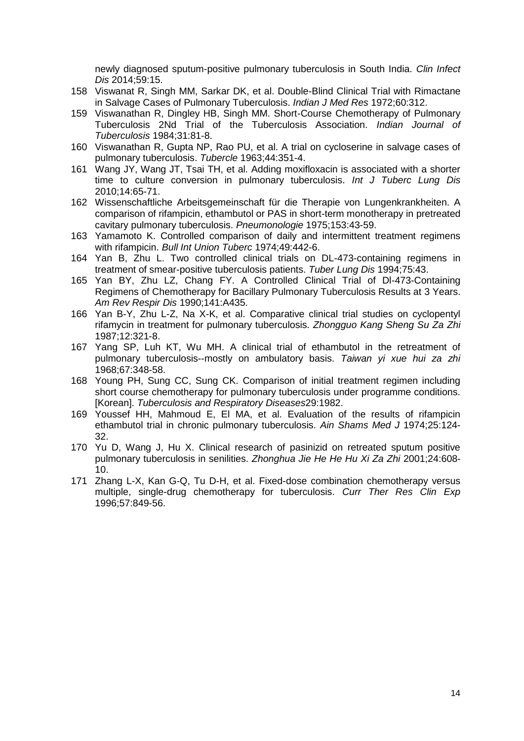newly diagnosed sputum-positive pulmonary tuberculosis in South India. *Clin Infect Dis* 2014;59:15.

158 Viswanat R, Singh MM, Sarkar DK, et al. Double-Blind Clinical Trial with Rimactane in Salvage Cases of Pulmonary Tuberculosis. *Indian J Med Res* 1972;60:312.

159 Viswanathan R, Dingley HB, Singh MM. Short-Course Chemotherapy of Pulmonary Tuberculosis 2Nd Trial of the Tuberculosis Association. *Indian Journal of Tuberculosis* 1984;31:81-8.

160 Viswanathan R, Gupta NP, Rao PU, et al. A trial on cycloserine in salvage cases of pulmonary tuberculosis. *Tubercle* 1963;44:351-4.

161 Wang JY, Wang JT, Tsai TH, et al. Adding moxifloxacin is associated with a shorter time to culture conversion in pulmonary tuberculosis. *Int J Tuberc Lung Dis* 2010;14:65-71.

162 Wissenschaftliche Arbeitsgemeinschaft für die Therapie von Lungenkrankheiten. A comparison of rifampicin, ethambutol or PAS in short-term monotherapy in pretreated cavitary pulmonary tuberculosis. *Pneumonologie* 1975;153:43-59.

163 Yamamoto K. Controlled comparison of daily and intermittent treatment regimens with rifampicin. *Bull Int Union Tuberc* 1974;49:442-6.

164 Yan B, Zhu L. Two controlled clinical trials on DL-473-containing regimens in treatment of smear-positive tuberculosis patients. *Tuber Lung Dis* 1994;75:43.

165 Yan BY, Zhu LZ, Chang FY. A Controlled Clinical Trial of Dl-473-Containing Regimens of Chemotherapy for Bacillary Pulmonary Tuberculosis Results at 3 Years. *Am Rev Respir Dis* 1990;141:A435.

166 Yan B-Y, Zhu L-Z, Na X-K, et al. Comparative clinical trial studies on cyclopentyl rifamycin in treatment for pulmonary tuberculosis. *Zhongguo Kang Sheng Su Za Zhi* 1987;12:321-8.

167 Yang SP, Luh KT, Wu MH. A clinical trial of ethambutol in the retreatment of pulmonary tuberculosis--mostly on ambulatory basis. *Taiwan yi xue hui za zhi* 1968;67:348-58.

168 Young PH, Sung CC, Sung CK. Comparison of initial treatment regimen including short course chemotherapy for pulmonary tuberculosis under programme conditions. [Korean]. *Tuberculosis and Respiratory Diseases*29:1982.

169 Youssef HH, Mahmoud E, El MA, et al. Evaluation of the results of rifampicin ethambutol trial in chronic pulmonary tuberculosis. *Ain Shams Med J* 1974;25:124-32.

170 Yu D, Wang J, Hu X. Clinical research of pasinizid on retreated sputum positive pulmonary tuberculosis in senilities. *Zhonghua Jie He He Hu Xi Za Zhi* 2001;24:608-10.

171 Zhang L-X, Kan G-Q, Tu D-H, et al. Fixed-dose combination chemotherapy versus multiple, single-drug chemotherapy for tuberculosis. *Curr Ther Res Clin Exp* 1996;57:849-56.